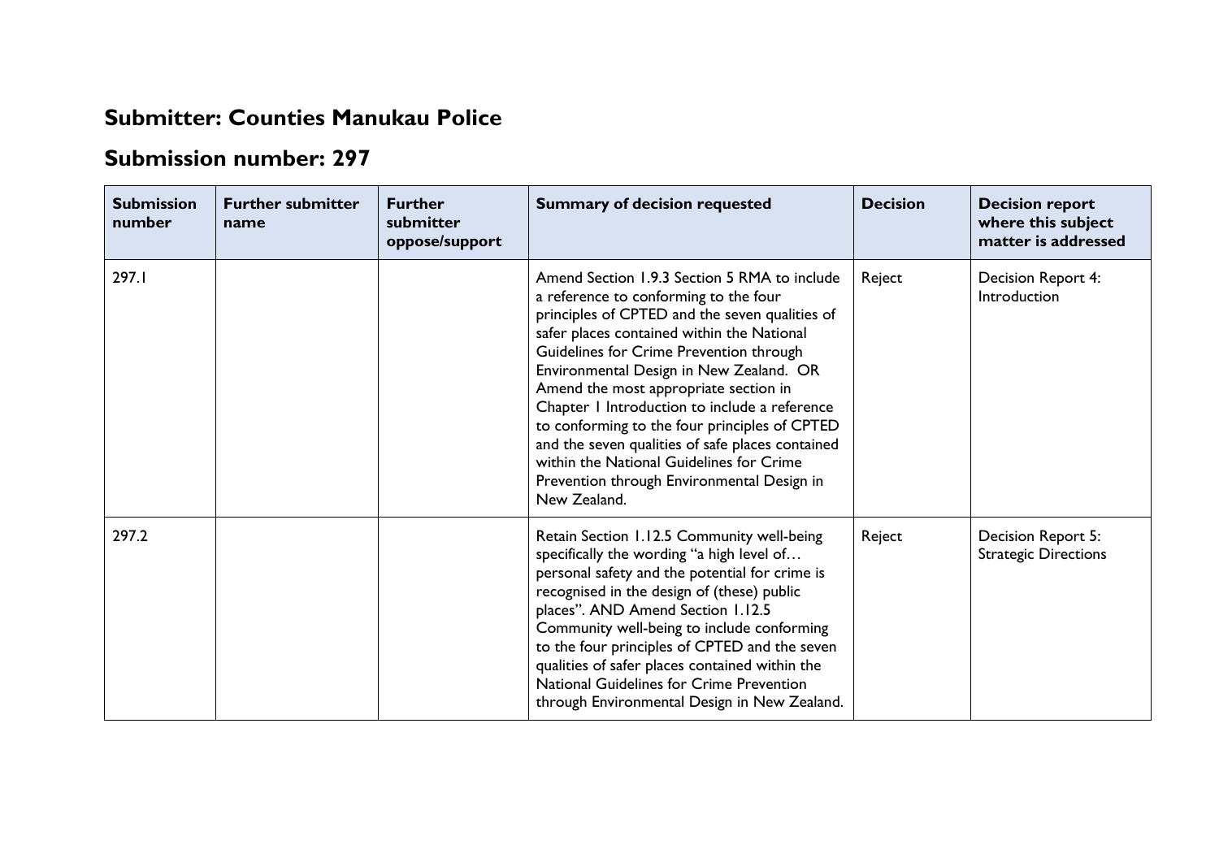## Submitter: Counties Manukau Police

## Submission number: 297

| Submission number | Further submitter name | Further submitter oppose/support | Summary of decision requested | Decision | Decision report where this subject matter is addressed |
|---|---|---|---|---|---|
| 297.1 | | | Amend Section 1.9.3 Section 5 RMA to include a reference to conforming to the four principles of CPTED and the seven qualities of safer places contained within the National Guidelines for Crime Prevention through Environmental Design in New Zealand. OR Amend the most appropriate section in Chapter 1 Introduction to include a reference to conforming to the four principles of CPTED and the seven qualities of safe places contained within the National Guidelines for Crime Prevention through Environmental Design in New Zealand. | Reject | Decision Report 4: Introduction |
| 297.2 | | | Retain Section 1.12.5 Community well-being specifically the wording "a high level of… personal safety and the potential for crime is recognised in the design of (these) public places". AND Amend Section 1.12.5 Community well-being to include conforming to the four principles of CPTED and the seven qualities of safer places contained within the National Guidelines for Crime Prevention through Environmental Design in New Zealand. | Reject | Decision Report 5: Strategic Directions |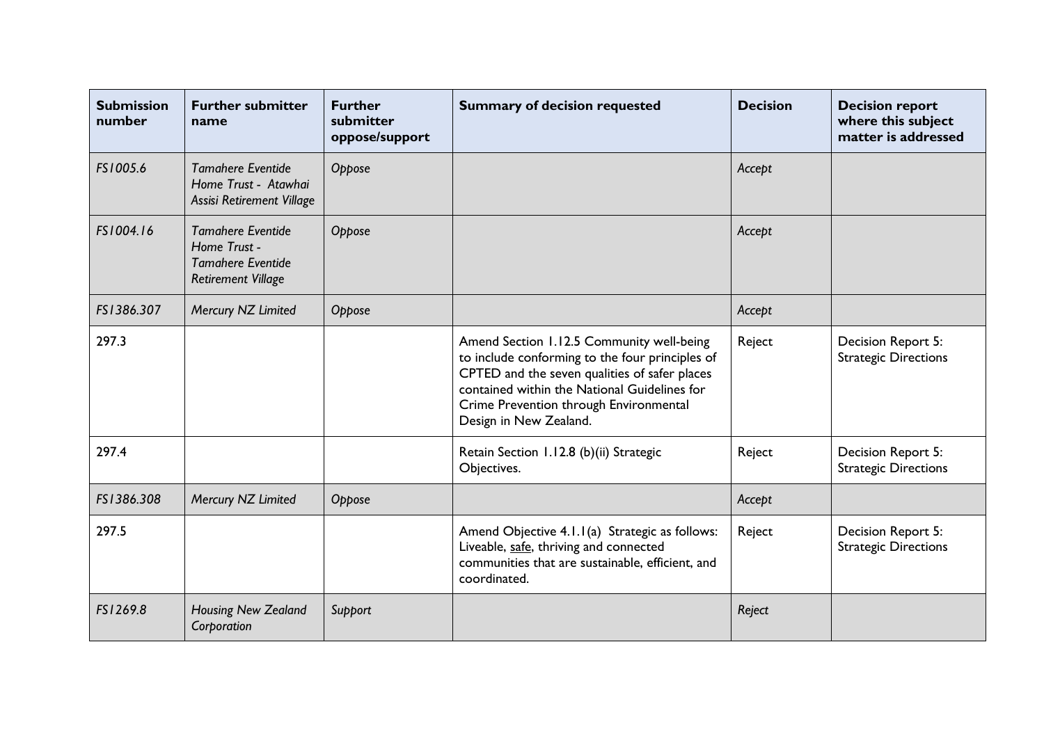| Submission number | Further submitter name | Further submitter oppose/support | Summary of decision requested | Decision | Decision report where this subject matter is addressed |
|---|---|---|---|---|---|
| *FS1005.6* | *Tamahere Eventide Home Trust - Atawhai Assisi Retirement Village* | *Oppose* | | *Accept* | |
| *FS1004.16* | *Tamahere Eventide Home Trust - Tamahere Eventide Retirement Village* | *Oppose* | | *Accept* | |
| *FS1386.307* | *Mercury NZ Limited* | *Oppose* | | *Accept* | |
| 297.3 | | | Amend Section 1.12.5 Community well-being to include conforming to the four principles of CPTED and the seven qualities of safer places contained within the National Guidelines for Crime Prevention through Environmental Design in New Zealand. | Reject | Decision Report 5: Strategic Directions |
| 297.4 | | | Retain Section 1.12.8 (b)(ii) Strategic Objectives. | Reject | Decision Report 5: Strategic Directions |
| *FS1386.308* | *Mercury NZ Limited* | *Oppose* | | *Accept* | |
| 297.5 | | | Amend Objective 4.1.1(a) Strategic as follows: Liveable, <u>safe</u>, thriving and connected communities that are sustainable, efficient, and coordinated. | Reject | Decision Report 5: Strategic Directions |
| *FS1269.8* | *Housing New Zealand Corporation* | *Support* | | *Reject* | |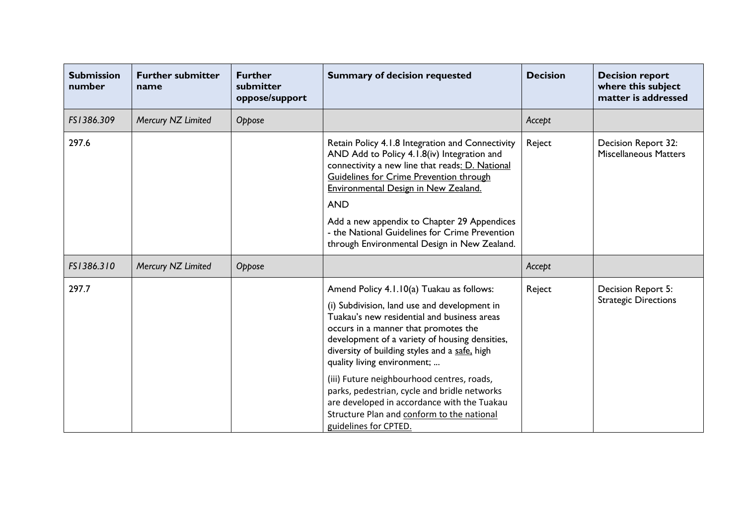| Submission number | Further submitter name | Further submitter oppose/support | Summary of decision requested | Decision | Decision report where this subject matter is addressed |
|---|---|---|---|---|---|
| *FS1386.309* | *Mercury NZ Limited* | *Oppose* | | *Accept* | |
| 297.6 | | | Retain Policy 4.1.8 Integration and Connectivity AND Add to Policy 4.1.8(iv) Integration and connectivity a new line that reads: D. National Guidelines for Crime Prevention through Environmental Design in New Zealand.<br><br>AND<br><br>Add a new appendix to Chapter 29 Appendices - the National Guidelines for Crime Prevention through Environmental Design in New Zealand. | Reject | Decision Report 32: Miscellaneous Matters |
| *FS1386.310* | *Mercury NZ Limited* | *Oppose* | | *Accept* | |
| 297.7 | | | Amend Policy 4.1.10(a) Tuakau as follows:<br><br>(i) Subdivision, land use and development in Tuakau's new residential and business areas occurs in a manner that promotes the development of a variety of housing densities, diversity of building styles and a safe, high quality living environment; ...<br><br>(iii) Future neighbourhood centres, roads, parks, pedestrian, cycle and bridle networks are developed in accordance with the Tuakau Structure Plan and conform to the national guidelines for CPTED. | Reject | Decision Report 5: Strategic Directions |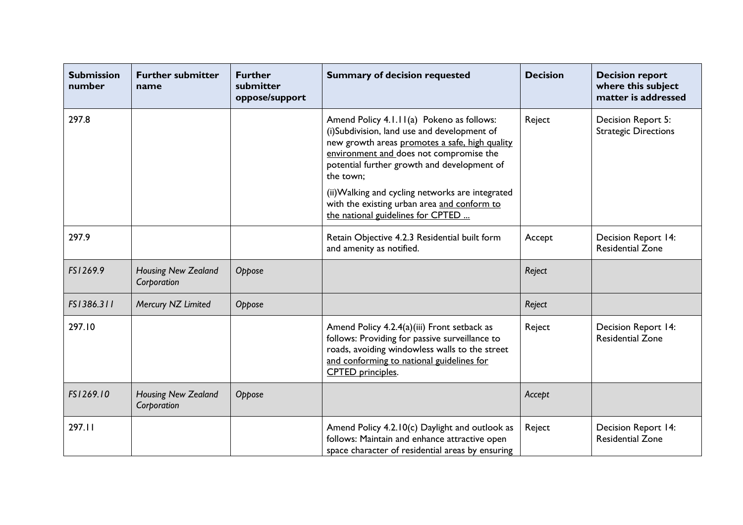| Submission number | Further submitter name | Further submitter oppose/support | Summary of decision requested | Decision | Decision report where this subject matter is addressed |
|---|---|---|---|---|---|
| 297.8 | | | Amend Policy 4.1.11(a) Pokeno as follows: (i)Subdivision, land use and development of new growth areas <u>promotes a safe, high quality environment and</u> does not compromise the potential further growth and development of the town;<br><br>(ii)Walking and cycling networks are integrated with the existing urban area <u>and conform to the national guidelines for CPTED ...</u> | Reject | Decision Report 5: Strategic Directions |
| 297.9 | | | Retain Objective 4.2.3 Residential built form and amenity as notified. | Accept | Decision Report 14: Residential Zone |
| *FS1269.9* | *Housing New Zealand Corporation* | *Oppose* | | *Reject* | |
| *FS1386.311* | *Mercury NZ Limited* | *Oppose* | | *Reject* | |
| 297.10 | | | Amend Policy 4.2.4(a)(iii) Front setback as follows: Providing for passive surveillance to roads, avoiding windowless walls to the street <u>and conforming to national guidelines for CPTED principles</u>. | Reject | Decision Report 14: Residential Zone |
| *FS1269.10* | *Housing New Zealand Corporation* | *Oppose* | | *Accept* | |
| 297.11 | | | Amend Policy 4.2.10(c) Daylight and outlook as follows: Maintain and enhance attractive open space character of residential areas by ensuring | Reject | Decision Report 14: Residential Zone |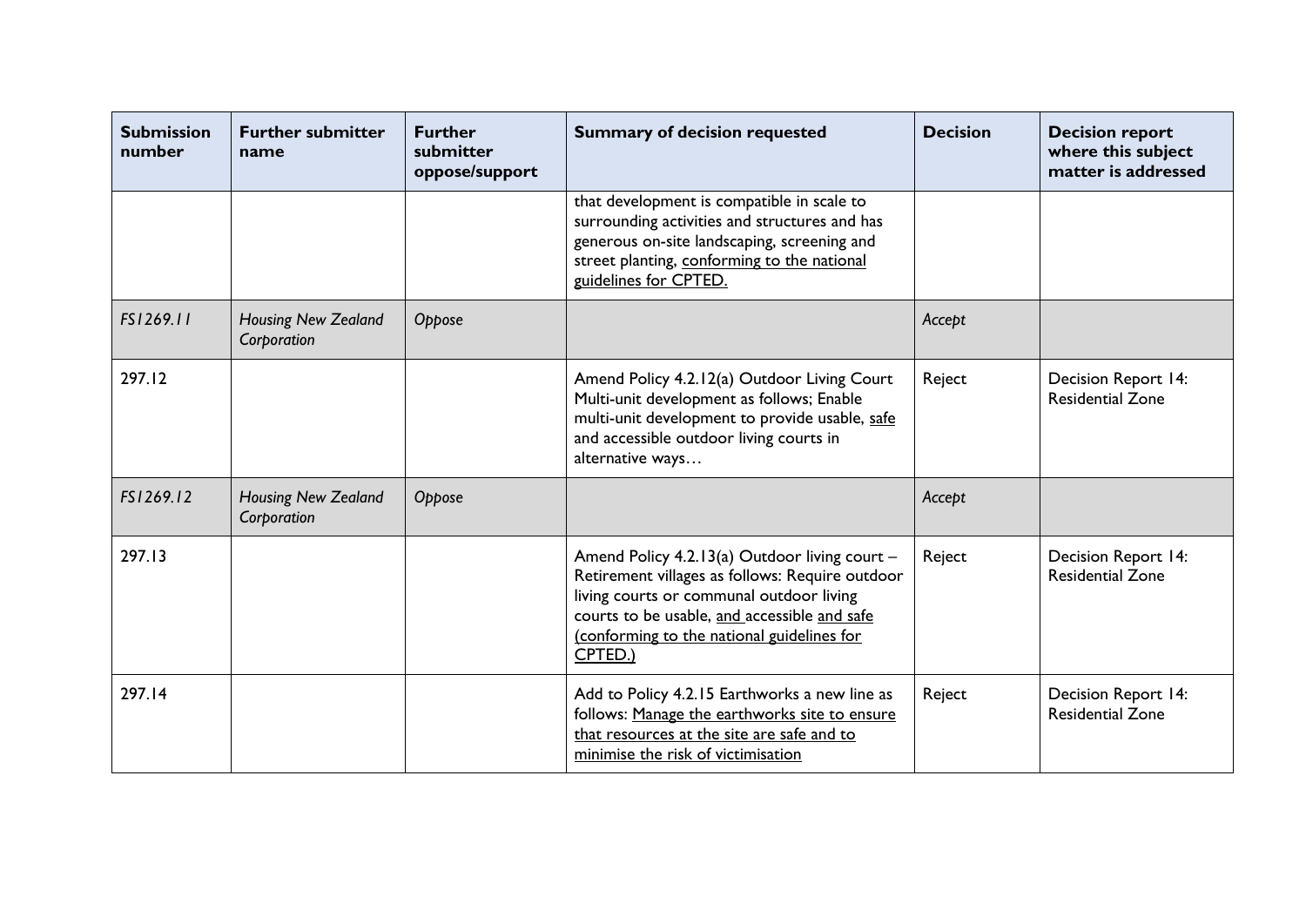| Submission number | Further submitter name | Further submitter oppose/support | Summary of decision requested | Decision | Decision report where this subject matter is addressed |
|---|---|---|---|---|---|
| | | | that development is compatible in scale to surrounding activities and structures and has generous on-site landscaping, screening and street planting, <u>conforming to the national guidelines for CPTED.</u> | | |
| *FS1269.11* | *Housing New Zealand Corporation* | *Oppose* | | *Accept* | |
| 297.12 | | | Amend Policy 4.2.12(a) Outdoor Living Court Multi-unit development as follows; Enable multi-unit development to provide usable, <u>safe</u> and accessible outdoor living courts in alternative ways… | Reject | Decision Report 14: Residential Zone |
| *FS1269.12* | *Housing New Zealand Corporation* | *Oppose* | | *Accept* | |
| 297.13 | | | Amend Policy 4.2.13(a) Outdoor living court – Retirement villages as follows: Require outdoor living courts or communal outdoor living courts to be usable, <u>and</u> accessible <u>and safe (conforming to the national guidelines for CPTED.)</u> | Reject | Decision Report 14: Residential Zone |
| 297.14 | | | Add to Policy 4.2.15 Earthworks a new line as follows: <u>Manage the earthworks site to ensure that resources at the site are safe and to minimise the risk of victimisation</u> | Reject | Decision Report 14: Residential Zone |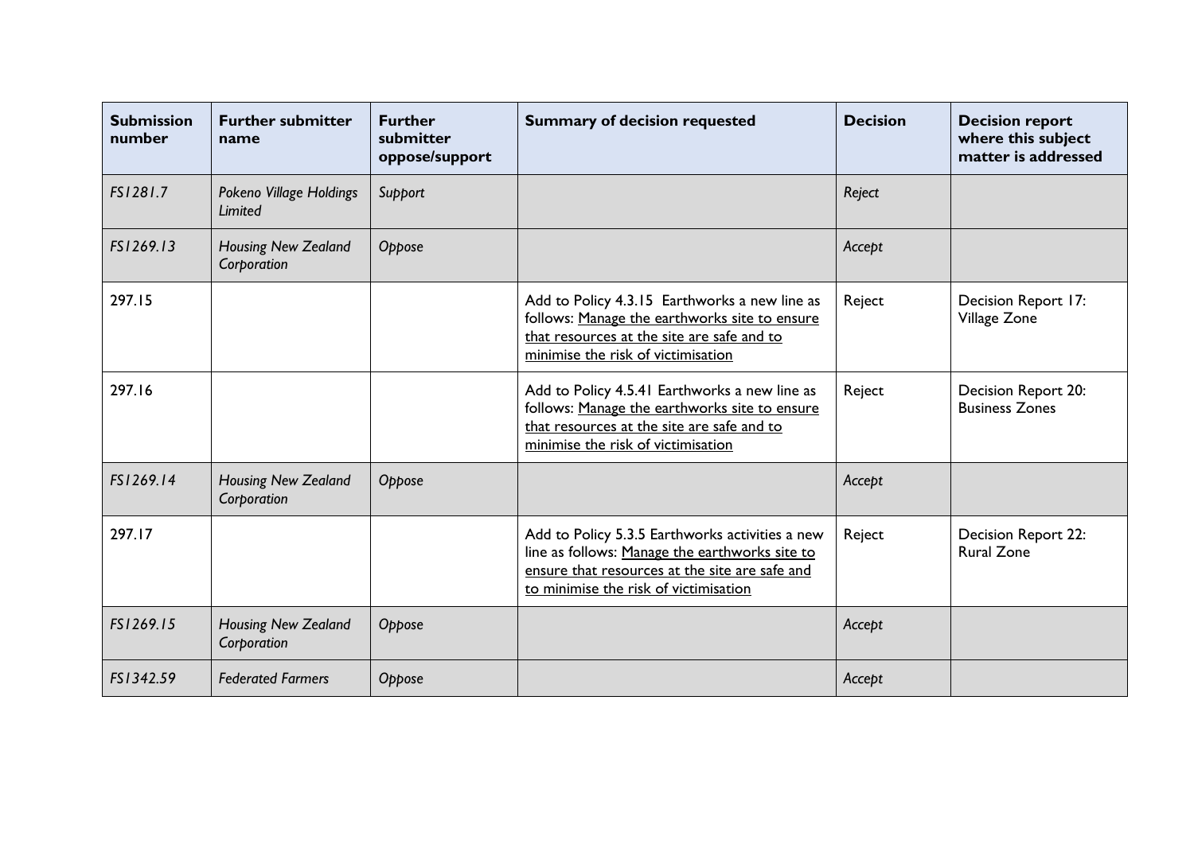| Submission number | Further submitter name | Further submitter oppose/support | Summary of decision requested | Decision | Decision report where this subject matter is addressed |
|---|---|---|---|---|---|
| *FS1281.7* | *Pokeno Village Holdings Limited* | *Support* | | *Reject* | |
| *FS1269.13* | *Housing New Zealand Corporation* | *Oppose* | | *Accept* | |
| 297.15 | | | Add to Policy 4.3.15 Earthworks a new line as follows: <u>Manage the earthworks site to ensure that resources at the site are safe and to minimise the risk of victimisation</u> | Reject | Decision Report 17: Village Zone |
| 297.16 | | | Add to Policy 4.5.41 Earthworks a new line as follows: <u>Manage the earthworks site to ensure that resources at the site are safe and to minimise the risk of victimisation</u> | Reject | Decision Report 20: Business Zones |
| *FS1269.14* | *Housing New Zealand Corporation* | *Oppose* | | *Accept* | |
| 297.17 | | | Add to Policy 5.3.5 Earthworks activities a new line as follows: <u>Manage the earthworks site to ensure that resources at the site are safe and to minimise the risk of victimisation</u> | Reject | Decision Report 22: Rural Zone |
| *FS1269.15* | *Housing New Zealand Corporation* | *Oppose* | | *Accept* | |
| *FS1342.59* | *Federated Farmers* | *Oppose* | | *Accept* | |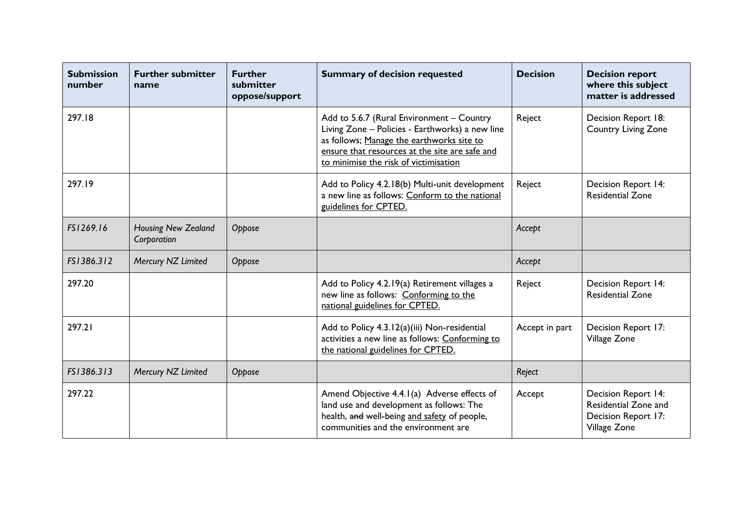| Submission number | Further submitter name | Further submitter oppose/support | Summary of decision requested | Decision | Decision report where this subject matter is addressed |
|---|---|---|---|---|---|
| 297.18 | | | Add to 5.6.7 (Rural Environment – Country Living Zone – Policies - Earthworks) a new line as follows; <u>Manage the earthworks site to ensure that resources at the site are safe and to minimise the risk of victimisation</u> | Reject | Decision Report 18: Country Living Zone |
| 297.19 | | | Add to Policy 4.2.18(b) Multi-unit development a new line as follows: <u>Conform to the national guidelines for CPTED.</u> | Reject | Decision Report 14: Residential Zone |
| *FS1269.16* | *Housing New Zealand Corporation* | *Oppose* | | *Accept* | |
| *FS1386.312* | *Mercury NZ Limited* | *Oppose* | | *Accept* | |
| 297.20 | | | Add to Policy 4.2.19(a) Retirement villages a new line as follows: <u>Conforming to the national guidelines for CPTED.</u> | Reject | Decision Report 14: Residential Zone |
| 297.21 | | | Add to Policy 4.3.12(a)(iii) Non-residential activities a new line as follows: <u>Conforming to the national guidelines for CPTED.</u> | Accept in part | Decision Report 17: Village Zone |
| *FS1386.313* | *Mercury NZ Limited* | *Oppose* | | *Reject* | |
| 297.22 | | | Amend Objective 4.4.1(a) Adverse effects of land use and development as follows: The health, ~~and~~ well-being <u>and safety</u> of people, communities and the environment are | Accept | Decision Report 14: Residential Zone and Decision Report 17: Village Zone |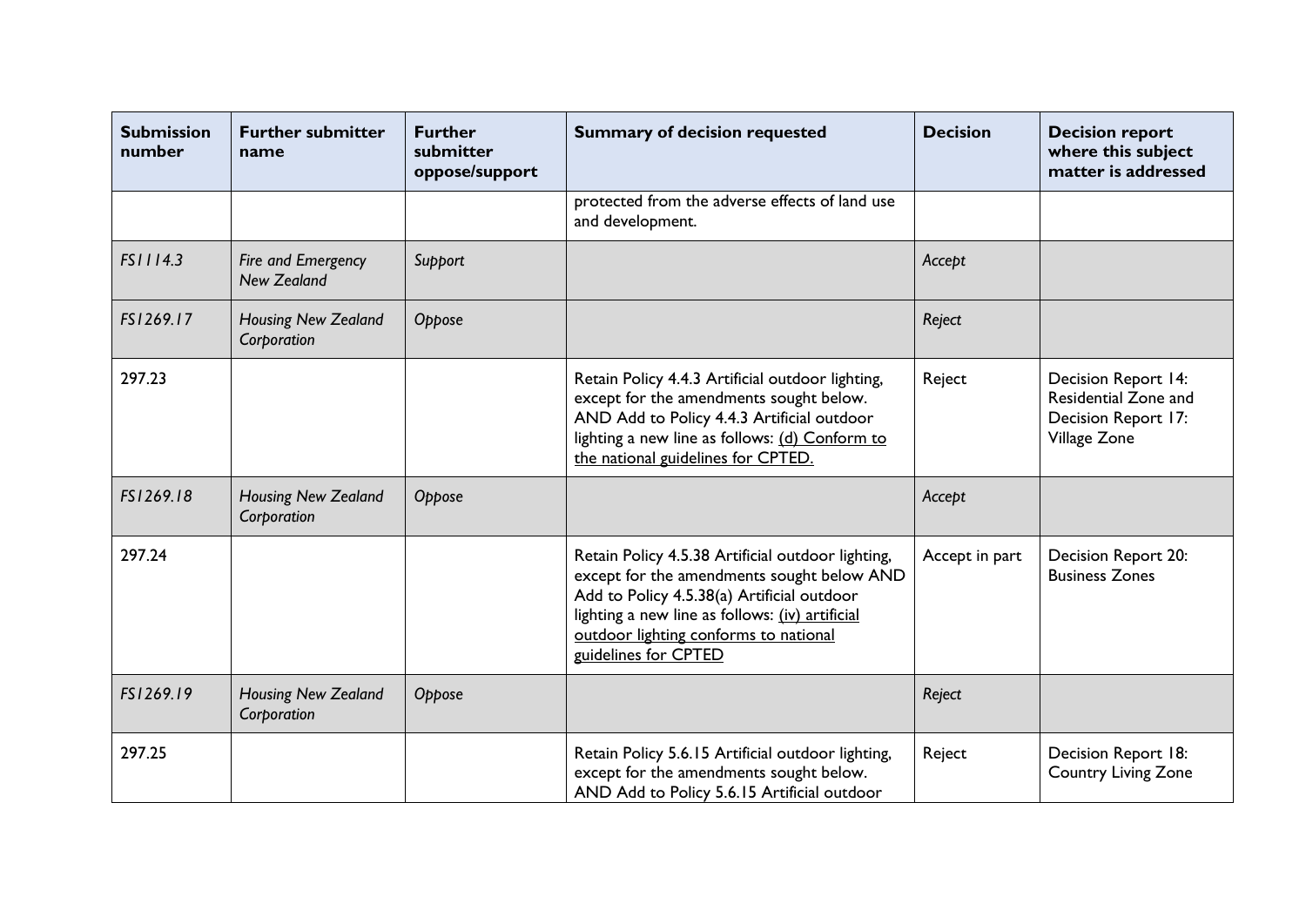| Submission number | Further submitter name | Further submitter oppose/support | Summary of decision requested | Decision | Decision report where this subject matter is addressed |
|---|---|---|---|---|---|
| | | | protected from the adverse effects of land use and development. | | |
| *FS1114.3* | *Fire and Emergency New Zealand* | *Support* | | *Accept* | |
| *FS1269.17* | *Housing New Zealand Corporation* | *Oppose* | | *Reject* | |
| 297.23 | | | Retain Policy 4.4.3 Artificial outdoor lighting, except for the amendments sought below. AND Add to Policy 4.4.3 Artificial outdoor lighting a new line as follows: <u>(d) Conform to the national guidelines for CPTED.</u> | Reject | Decision Report 14: Residential Zone and Decision Report 17: Village Zone |
| *FS1269.18* | *Housing New Zealand Corporation* | *Oppose* | | *Accept* | |
| 297.24 | | | Retain Policy 4.5.38 Artificial outdoor lighting, except for the amendments sought below AND Add to Policy 4.5.38(a) Artificial outdoor lighting a new line as follows: <u>(iv) artificial outdoor lighting conforms to national guidelines for CPTED</u> | Accept in part | Decision Report 20: Business Zones |
| *FS1269.19* | *Housing New Zealand Corporation* | *Oppose* | | *Reject* | |
| 297.25 | | | Retain Policy 5.6.15 Artificial outdoor lighting, except for the amendments sought below. AND Add to Policy 5.6.15 Artificial outdoor | Reject | Decision Report 18: Country Living Zone |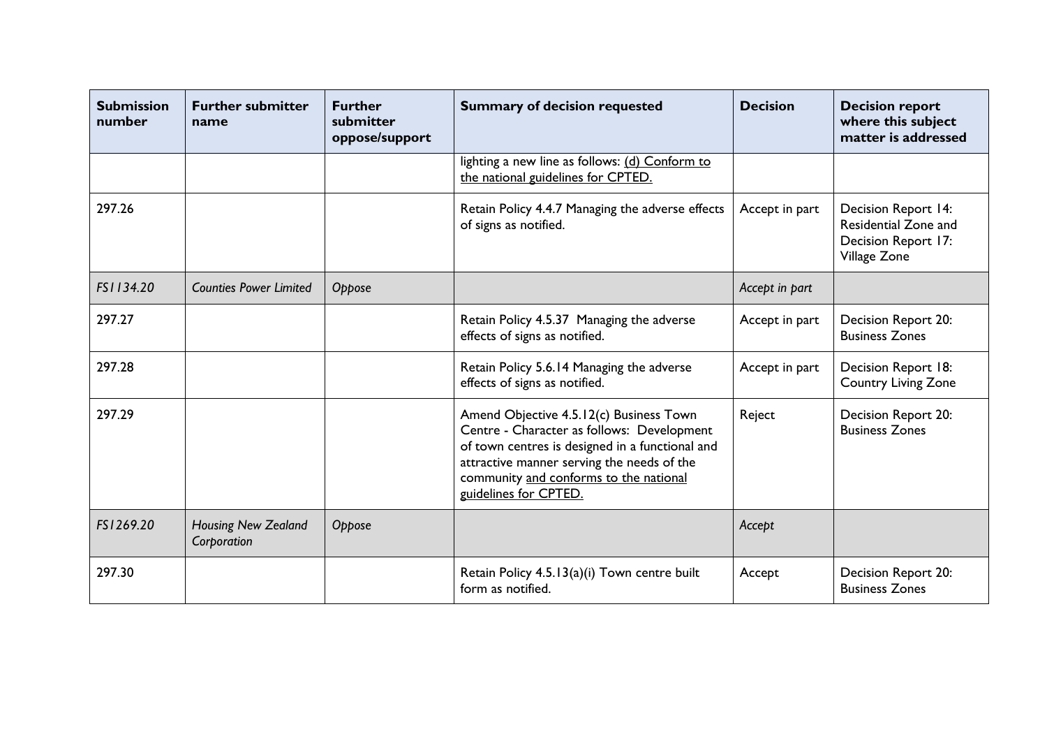| Submission number | Further submitter name | Further submitter oppose/support | Summary of decision requested | Decision | Decision report where this subject matter is addressed |
|---|---|---|---|---|---|
| | | | lighting a new line as follows: <u>(d) Conform to the national guidelines for CPTED.</u> | | |
| 297.26 | | | Retain Policy 4.4.7 Managing the adverse effects of signs as notified. | Accept in part | Decision Report 14: Residential Zone and Decision Report 17: Village Zone |
| *FS1134.20* | *Counties Power Limited* | *Oppose* | | *Accept in part* | |
| 297.27 | | | Retain Policy 4.5.37 Managing the adverse effects of signs as notified. | Accept in part | Decision Report 20: Business Zones |
| 297.28 | | | Retain Policy 5.6.14 Managing the adverse effects of signs as notified. | Accept in part | Decision Report 18: Country Living Zone |
| 297.29 | | | Amend Objective 4.5.12(c) Business Town Centre - Character as follows: Development of town centres is designed in a functional and attractive manner serving the needs of the community <u>and conforms to the national guidelines for CPTED.</u> | Reject | Decision Report 20: Business Zones |
| *FS1269.20* | *Housing New Zealand Corporation* | *Oppose* | | *Accept* | |
| 297.30 | | | Retain Policy 4.5.13(a)(i) Town centre built form as notified. | Accept | Decision Report 20: Business Zones |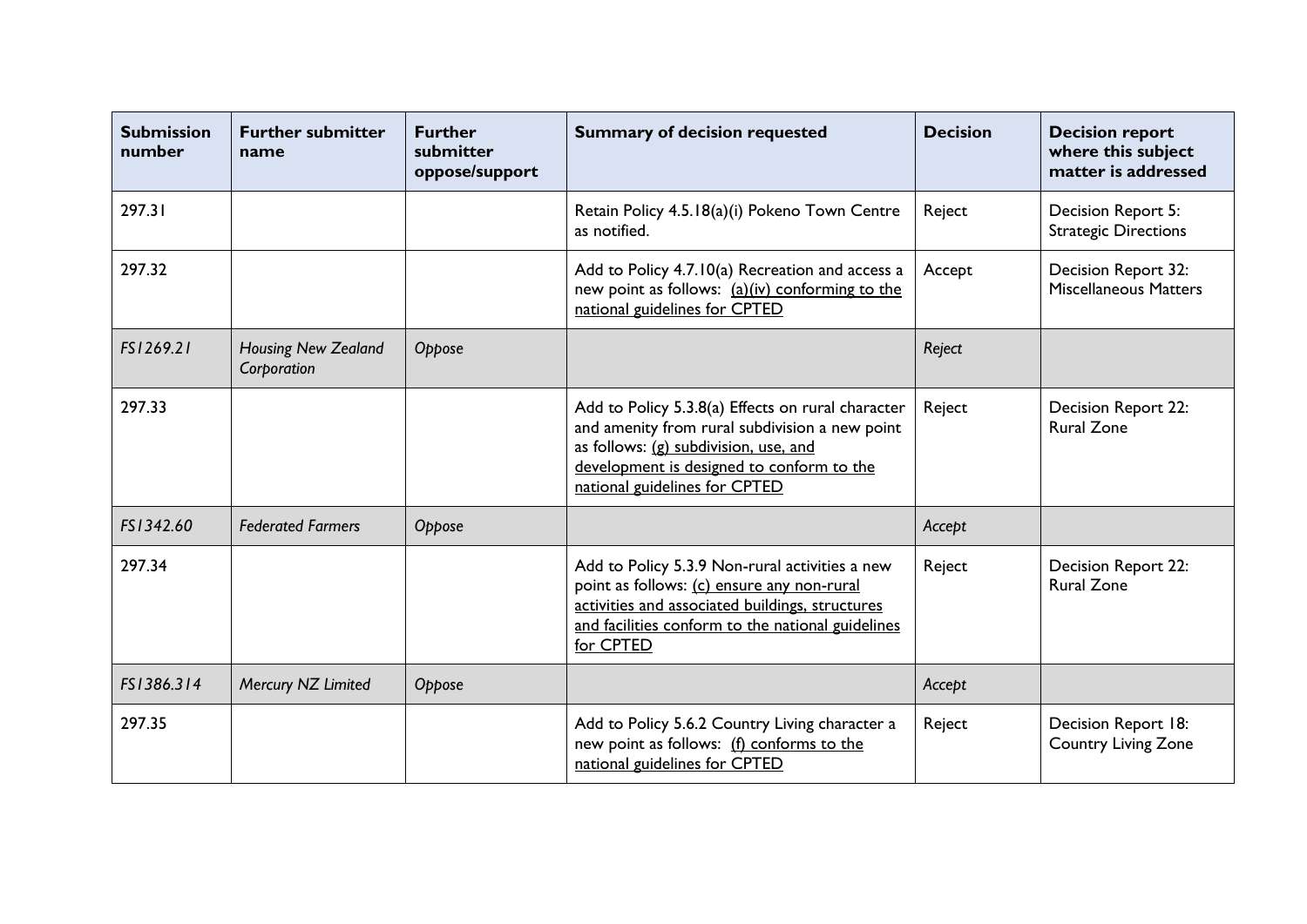| Submission number | Further submitter name | Further submitter oppose/support | Summary of decision requested | Decision | Decision report where this subject matter is addressed |
|---|---|---|---|---|---|
| 297.31 | | | Retain Policy 4.5.18(a)(i) Pokeno Town Centre as notified. | Reject | Decision Report 5: Strategic Directions |
| 297.32 | | | Add to Policy 4.7.10(a) Recreation and access a new point as follows: (a)(iv) conforming to the national guidelines for CPTED | Accept | Decision Report 32: Miscellaneous Matters |
| *FS1269.21* | *Housing New Zealand Corporation* | *Oppose* | | *Reject* | |
| 297.33 | | | Add to Policy 5.3.8(a) Effects on rural character and amenity from rural subdivision a new point as follows: (g) subdivision, use, and development is designed to conform to the national guidelines for CPTED | Reject | Decision Report 22: Rural Zone |
| *FS1342.60* | *Federated Farmers* | *Oppose* | | *Accept* | |
| 297.34 | | | Add to Policy 5.3.9 Non-rural activities a new point as follows: (c) ensure any non-rural activities and associated buildings, structures and facilities conform to the national guidelines for CPTED | Reject | Decision Report 22: Rural Zone |
| *FS1386.314* | *Mercury NZ Limited* | *Oppose* | | *Accept* | |
| 297.35 | | | Add to Policy 5.6.2 Country Living character a new point as follows: (f) conforms to the national guidelines for CPTED | Reject | Decision Report 18: Country Living Zone |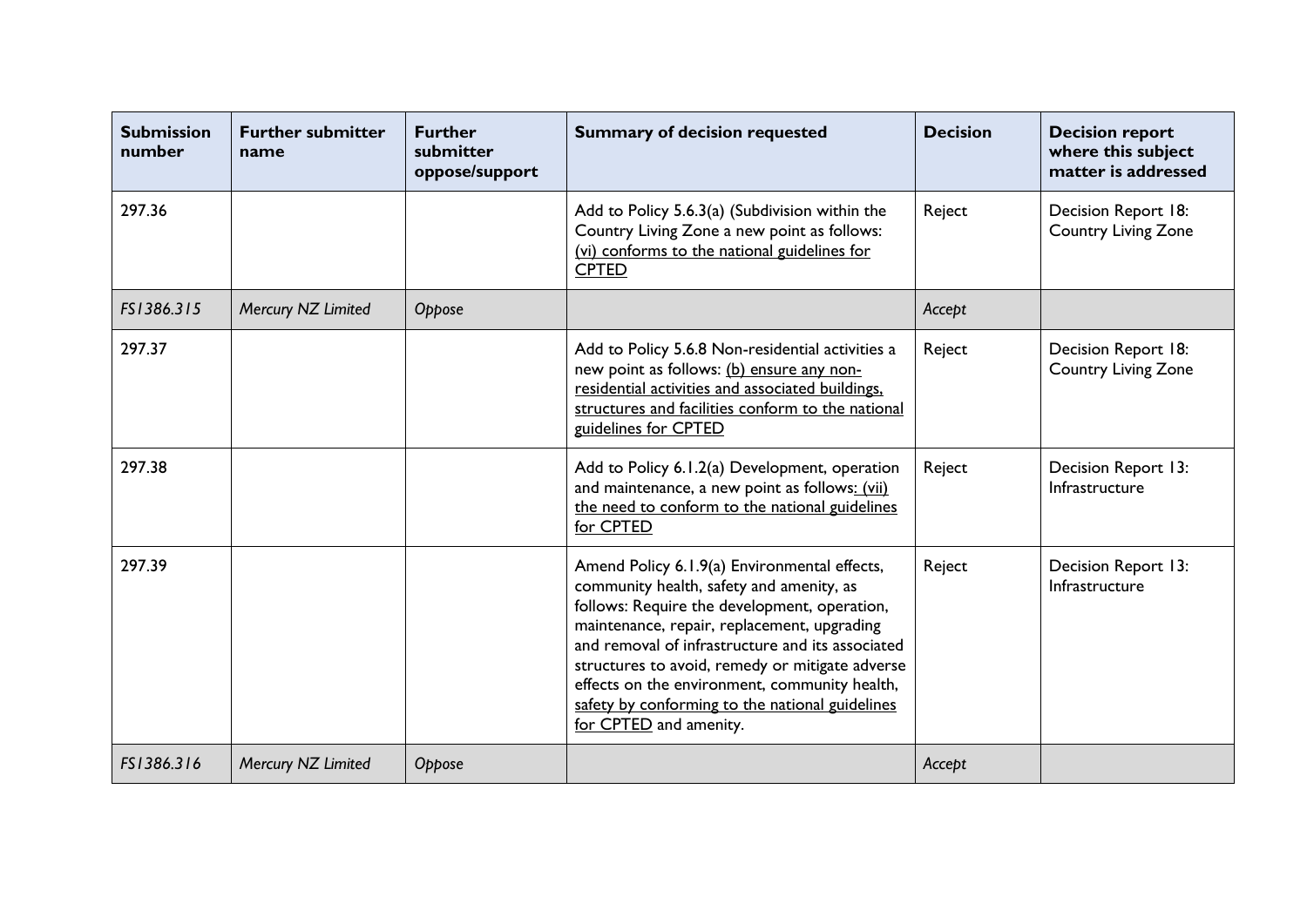| Submission number | Further submitter name | Further submitter oppose/support | Summary of decision requested | Decision | Decision report where this subject matter is addressed |
|---|---|---|---|---|---|
| 297.36 | | | Add to Policy 5.6.3(a) (Subdivision within the Country Living Zone a new point as follows: <u>(vi) conforms to the national guidelines for CPTED</u> | Reject | Decision Report 18: Country Living Zone |
| *FS1386.315* | *Mercury NZ Limited* | *Oppose* | | *Accept* | |
| 297.37 | | | Add to Policy 5.6.8 Non-residential activities a new point as follows: <u>(b) ensure any non-residential activities and associated buildings, structures and facilities conform to the national guidelines for CPTED</u> | Reject | Decision Report 18: Country Living Zone |
| 297.38 | | | Add to Policy 6.1.2(a) Development, operation and maintenance, a new point as follows<u>: (vii) the need to conform to the national guidelines for CPTED</u> | Reject | Decision Report 13: Infrastructure |
| 297.39 | | | Amend Policy 6.1.9(a) Environmental effects, community health, safety and amenity, as follows: Require the development, operation, maintenance, repair, replacement, upgrading and removal of infrastructure and its associated structures to avoid, remedy or mitigate adverse effects on the environment, community health, <u>safety by conforming to the national guidelines for CPTED</u> and amenity. | Reject | Decision Report 13: Infrastructure |
| *FS1386.316* | *Mercury NZ Limited* | *Oppose* | | *Accept* | |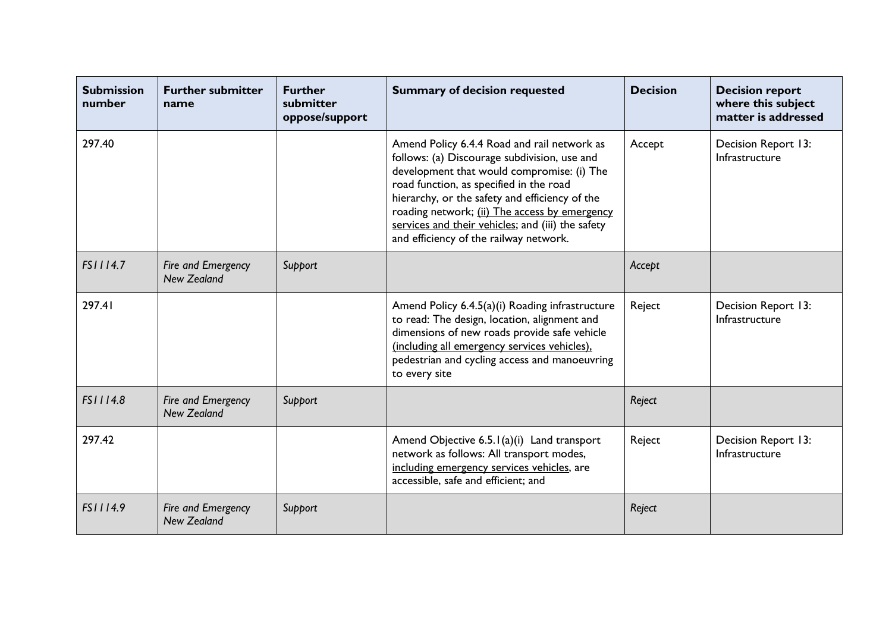| Submission number | Further submitter name | Further submitter oppose/support | Summary of decision requested | Decision | Decision report where this subject matter is addressed |
|---|---|---|---|---|---|
| 297.40 | | | Amend Policy 6.4.4 Road and rail network as follows: (a) Discourage subdivision, use and development that would compromise: (i) The road function, as specified in the road hierarchy, or the safety and efficiency of the roading network; <u>(ii) The access by emergency services and their vehicles</u>; and (iii) the safety and efficiency of the railway network. | Accept | Decision Report 13: Infrastructure |
| *FS1114.7* | *Fire and Emergency New Zealand* | *Support* | | *Accept* | |
| 297.41 | | | Amend Policy 6.4.5(a)(i) Roading infrastructure to read: The design, location, alignment and dimensions of new roads provide safe vehicle <u>(including all emergency services vehicles),</u> pedestrian and cycling access and manoeuvring to every site | Reject | Decision Report 13: Infrastructure |
| *FS1114.8* | *Fire and Emergency New Zealand* | *Support* | | *Reject* | |
| 297.42 | | | Amend Objective 6.5.1(a)(i) Land transport network as follows: All transport modes, <u>including emergency services vehicles</u>, are accessible, safe and efficient; and | Reject | Decision Report 13: Infrastructure |
| *FS1114.9* | *Fire and Emergency New Zealand* | *Support* | | *Reject* | |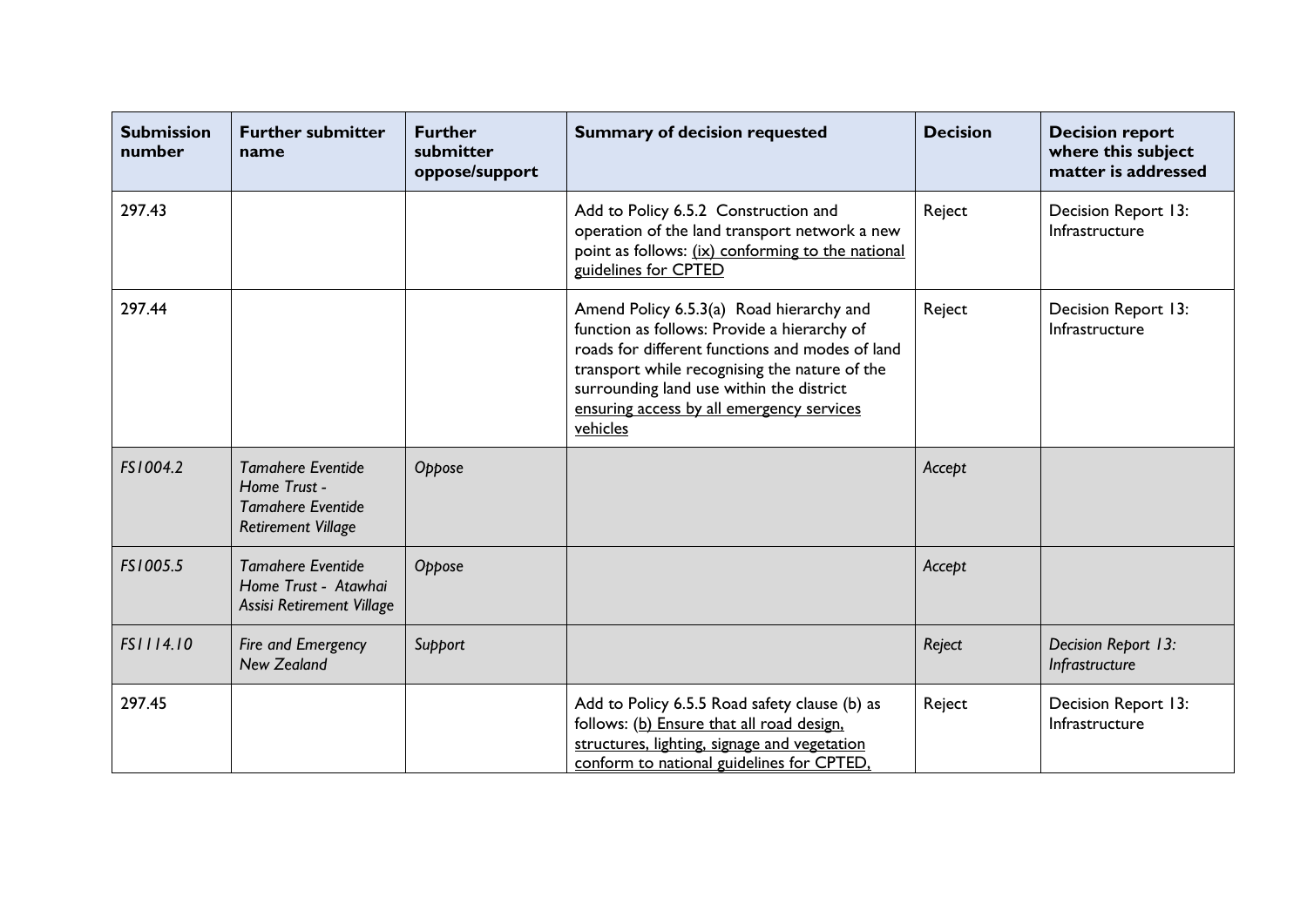| Submission number | Further submitter name | Further submitter oppose/support | Summary of decision requested | Decision | Decision report where this subject matter is addressed |
|---|---|---|---|---|---|
| 297.43 | | | Add to Policy 6.5.2 Construction and operation of the land transport network a new point as follows: <u>(ix) conforming to the national guidelines for CPTED</u> | Reject | Decision Report 13: Infrastructure |
| 297.44 | | | Amend Policy 6.5.3(a) Road hierarchy and function as follows: Provide a hierarchy of roads for different functions and modes of land transport while recognising the nature of the surrounding land use within the district <u>ensuring access by all emergency services vehicles</u> | Reject | Decision Report 13: Infrastructure |
| *FS1004.2* | *Tamahere Eventide Home Trust - Tamahere Eventide Retirement Village* | *Oppose* | | *Accept* | |
| *FS1005.5* | *Tamahere Eventide Home Trust - Atawhai Assisi Retirement Village* | *Oppose* | | *Accept* | |
| *FS1114.10* | *Fire and Emergency New Zealand* | *Support* | | *Reject* | *Decision Report 13: Infrastructure* |
| 297.45 | | | Add to Policy 6.5.5 Road safety clause (b) as follows: <u>(b) Ensure that all road design, structures, lighting, signage and vegetation conform to national guidelines for CPTED,</u> | Reject | Decision Report 13: Infrastructure |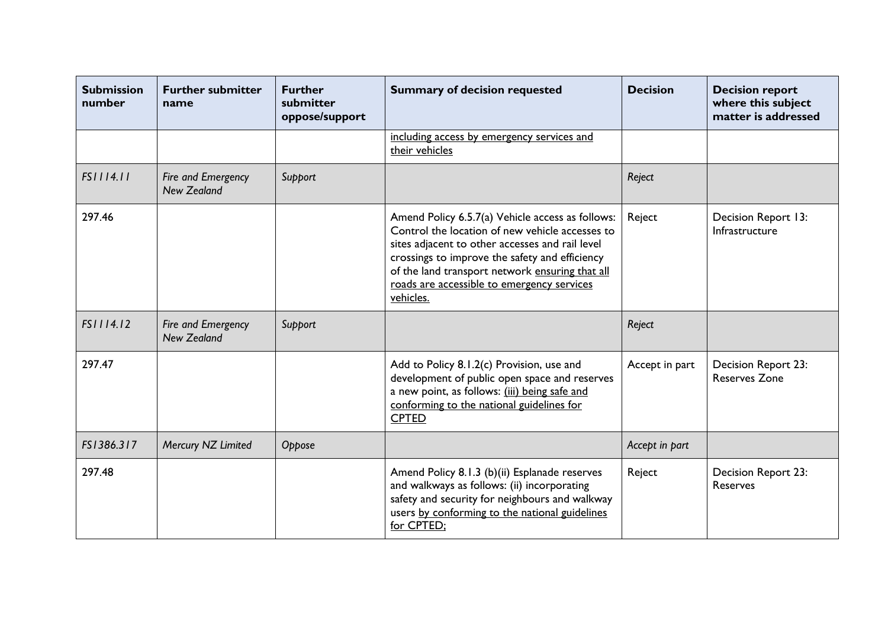| Submission number | Further submitter name | Further submitter oppose/support | Summary of decision requested | Decision | Decision report where this subject matter is addressed |
|---|---|---|---|---|---|
| | | | <u>including access by emergency services and their vehicles</u> | | |
| *FS1114.11* | *Fire and Emergency New Zealand* | *Support* | | *Reject* | |
| 297.46 | | | Amend Policy 6.5.7(a) Vehicle access as follows: Control the location of new vehicle accesses to sites adjacent to other accesses and rail level crossings to improve the safety and efficiency of the land transport network <u>ensuring that all roads are accessible to emergency services vehicles.</u> | Reject | Decision Report 13: Infrastructure |
| *FS1114.12* | *Fire and Emergency New Zealand* | *Support* | | *Reject* | |
| 297.47 | | | Add to Policy 8.1.2(c) Provision, use and development of public open space and reserves a new point, as follows: <u>(iii) being safe and conforming to the national guidelines for CPTED</u> | Accept in part | Decision Report 23: Reserves Zone |
| *FS1386.317* | *Mercury NZ Limited* | *Oppose* | | *Accept in part* | |
| 297.48 | | | Amend Policy 8.1.3 (b)(ii) Esplanade reserves and walkways as follows: (ii) incorporating safety and security for neighbours and walkway users <u>by conforming to the national guidelines for CPTED;</u> | Reject | Decision Report 23: Reserves |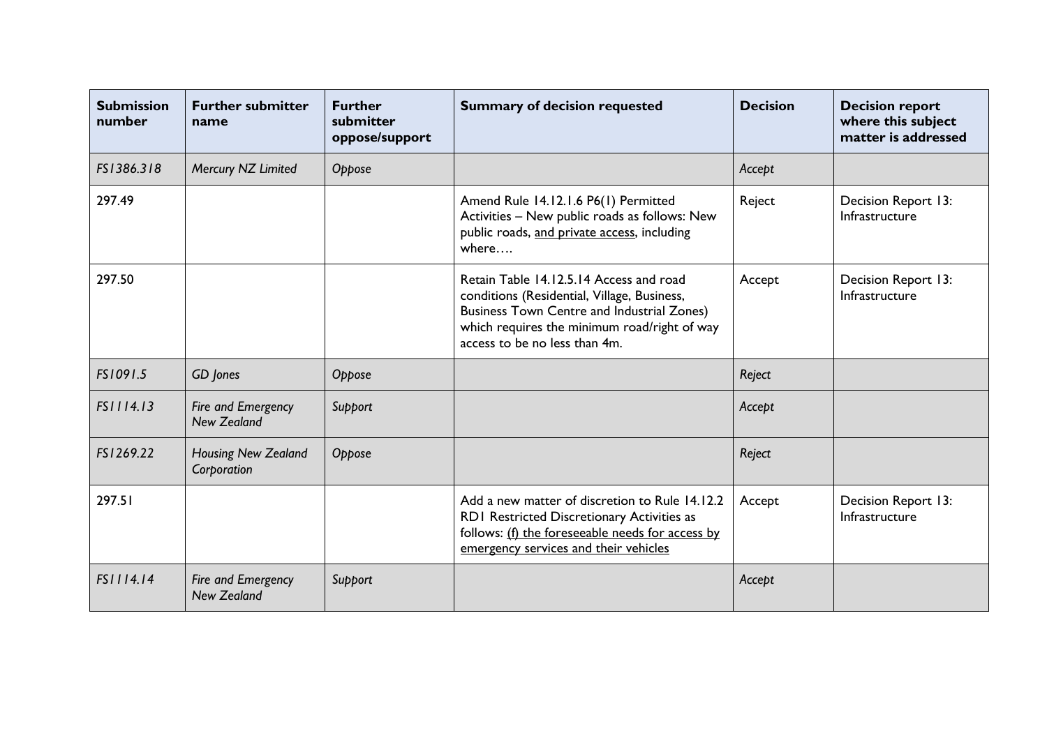| **Submission number** | **Further submitter name** | **Further submitter oppose/support** | **Summary of decision requested** | **Decision** | **Decision report where this subject matter is addressed** |
|---|---|---|---|---|---|
| *FS1386.318* | *Mercury NZ Limited* | *Oppose* | | *Accept* | |
| 297.49 | | | Amend Rule 14.12.1.6 P6(1) Permitted Activities – New public roads as follows: New public roads, <u>and private access</u>, including where…. | Reject | Decision Report 13: Infrastructure |
| 297.50 | | | Retain Table 14.12.5.14 Access and road conditions (Residential, Village, Business, Business Town Centre and Industrial Zones) which requires the minimum road/right of way access to be no less than 4m. | Accept | Decision Report 13: Infrastructure |
| *FS1091.5* | *GD Jones* | *Oppose* | | *Reject* | |
| *FS1114.13* | *Fire and Emergency New Zealand* | *Support* | | *Accept* | |
| *FS1269.22* | *Housing New Zealand Corporation* | *Oppose* | | *Reject* | |
| 297.51 | | | Add a new matter of discretion to Rule 14.12.2 RD1 Restricted Discretionary Activities as follows: <u>(f) the foreseeable needs for access by emergency services and their vehicles</u> | Accept | Decision Report 13: Infrastructure |
| *FS1114.14* | *Fire and Emergency New Zealand* | *Support* | | *Accept* | |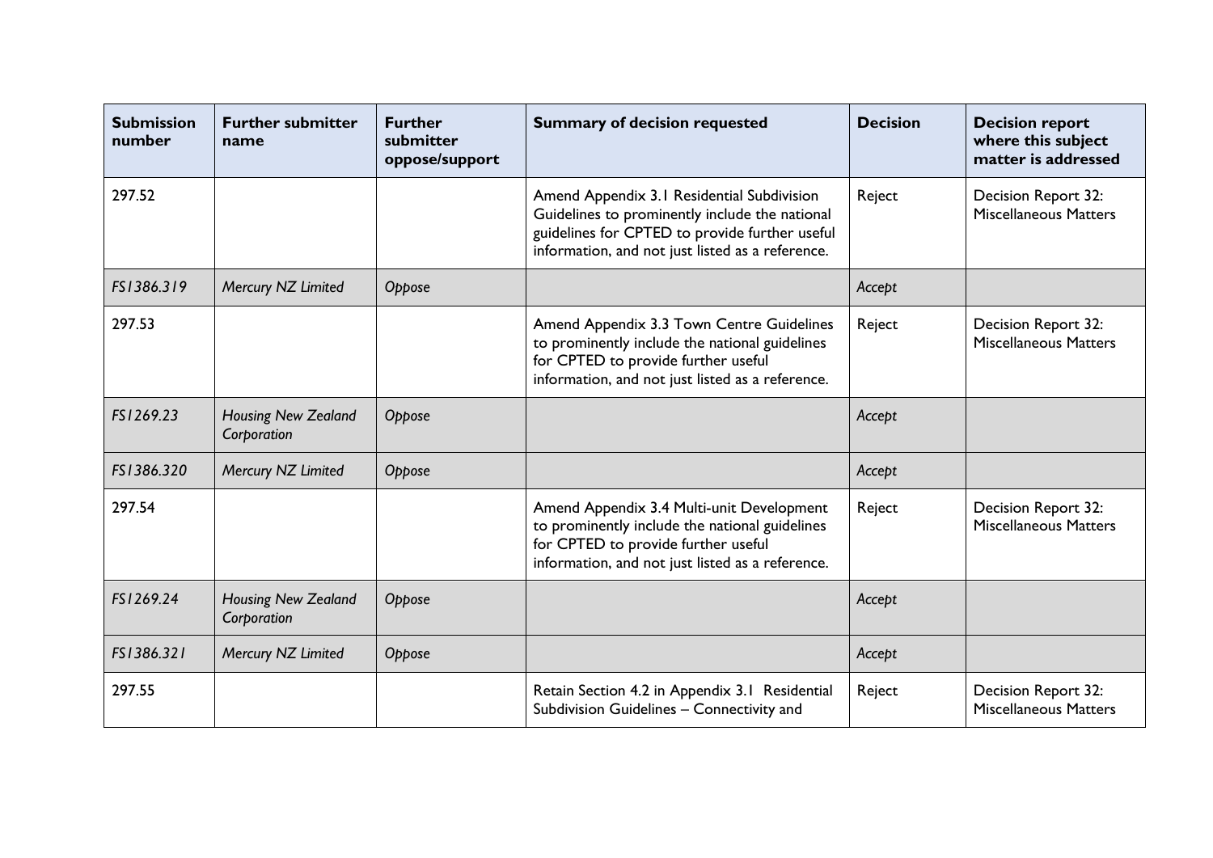| Submission number | Further submitter name | Further submitter oppose/support | Summary of decision requested | Decision | Decision report where this subject matter is addressed |
|---|---|---|---|---|---|
| 297.52 | | | Amend Appendix 3.1 Residential Subdivision Guidelines to prominently include the national guidelines for CPTED to provide further useful information, and not just listed as a reference. | Reject | Decision Report 32: Miscellaneous Matters |
| *FS1386.319* | *Mercury NZ Limited* | *Oppose* | | *Accept* | |
| 297.53 | | | Amend Appendix 3.3 Town Centre Guidelines to prominently include the national guidelines for CPTED to provide further useful information, and not just listed as a reference. | Reject | Decision Report 32: Miscellaneous Matters |
| *FS1269.23* | *Housing New Zealand Corporation* | *Oppose* | | *Accept* | |
| *FS1386.320* | *Mercury NZ Limited* | *Oppose* | | *Accept* | |
| 297.54 | | | Amend Appendix 3.4 Multi-unit Development to prominently include the national guidelines for CPTED to provide further useful information, and not just listed as a reference. | Reject | Decision Report 32: Miscellaneous Matters |
| *FS1269.24* | *Housing New Zealand Corporation* | *Oppose* | | *Accept* | |
| *FS1386.321* | *Mercury NZ Limited* | *Oppose* | | *Accept* | |
| 297.55 | | | Retain Section 4.2 in Appendix 3.1 Residential Subdivision Guidelines – Connectivity and | Reject | Decision Report 32: Miscellaneous Matters |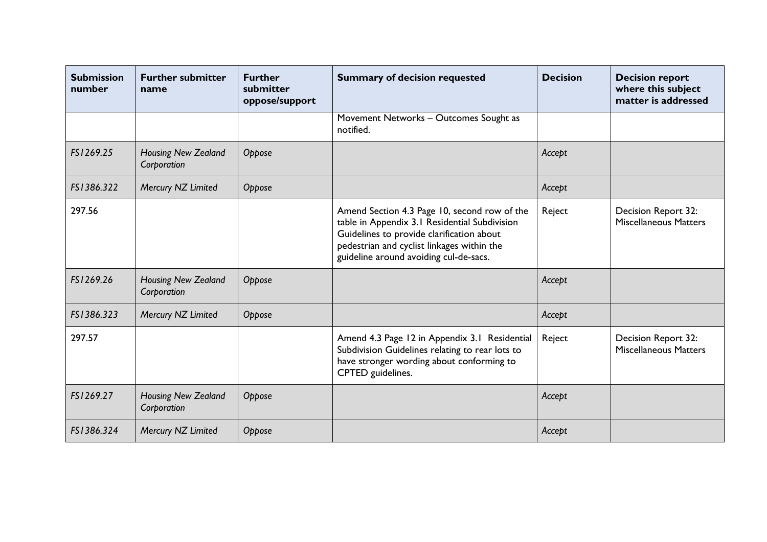| Submission number | Further submitter name | Further submitter oppose/support | Summary of decision requested | Decision | Decision report where this subject matter is addressed |
|---|---|---|---|---|---|
| | | | Movement Networks – Outcomes Sought as notified. | | |
| *FS1269.25* | *Housing New Zealand Corporation* | *Oppose* | | *Accept* | |
| *FS1386.322* | *Mercury NZ Limited* | *Oppose* | | *Accept* | |
| 297.56 | | | Amend Section 4.3 Page 10, second row of the table in Appendix 3.1 Residential Subdivision Guidelines to provide clarification about pedestrian and cyclist linkages within the guideline around avoiding cul-de-sacs. | Reject | Decision Report 32: Miscellaneous Matters |
| *FS1269.26* | *Housing New Zealand Corporation* | *Oppose* | | *Accept* | |
| *FS1386.323* | *Mercury NZ Limited* | *Oppose* | | *Accept* | |
| 297.57 | | | Amend 4.3 Page 12 in Appendix 3.1 Residential Subdivision Guidelines relating to rear lots to have stronger wording about conforming to CPTED guidelines. | Reject | Decision Report 32: Miscellaneous Matters |
| *FS1269.27* | *Housing New Zealand Corporation* | *Oppose* | | *Accept* | |
| *FS1386.324* | *Mercury NZ Limited* | *Oppose* | | *Accept* | |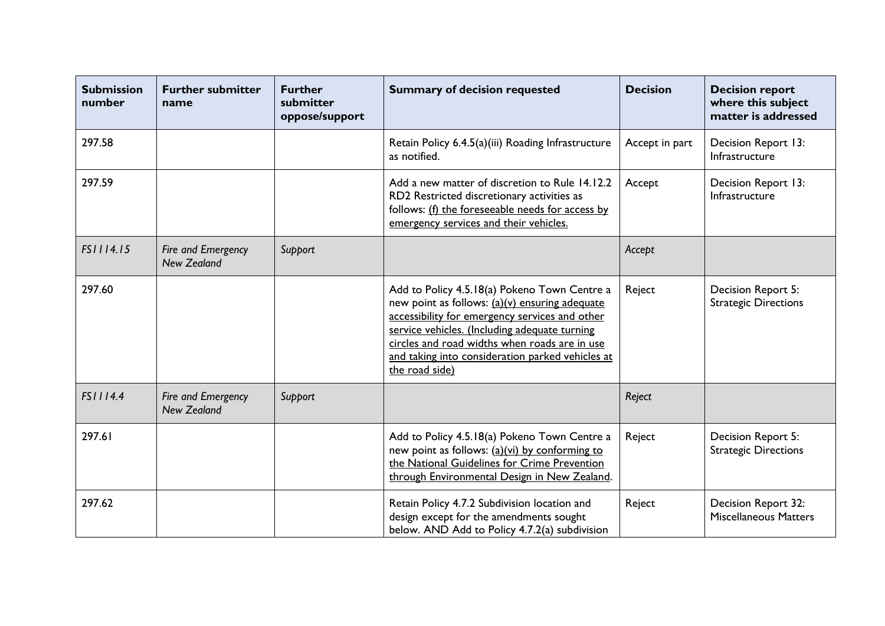| Submission number | Further submitter name | Further submitter oppose/support | Summary of decision requested | Decision | Decision report where this subject matter is addressed |
|---|---|---|---|---|---|
| 297.58 | | | Retain Policy 6.4.5(a)(iii) Roading Infrastructure as notified. | Accept in part | Decision Report 13: Infrastructure |
| 297.59 | | | Add a new matter of discretion to Rule 14.12.2 RD2 Restricted discretionary activities as follows: <u>(f) the foreseeable needs for access by emergency services and their vehicles.</u> | Accept | Decision Report 13: Infrastructure |
| *FS1114.15* | *Fire and Emergency New Zealand* | *Support* | | *Accept* | |
| 297.60 | | | Add to Policy 4.5.18(a) Pokeno Town Centre a new point as follows: <u>(a)(v) ensuring adequate accessibility for emergency services and other service vehicles. (Including adequate turning circles and road widths when roads are in use and taking into consideration parked vehicles at the road side)</u> | Reject | Decision Report 5: Strategic Directions |
| *FS1114.4* | *Fire and Emergency New Zealand* | *Support* | | *Reject* | |
| 297.61 | | | Add to Policy 4.5.18(a) Pokeno Town Centre a new point as follows: <u>(a)(vi) by conforming to the National Guidelines for Crime Prevention through Environmental Design in New Zealand</u>. | Reject | Decision Report 5: Strategic Directions |
| 297.62 | | | Retain Policy 4.7.2 Subdivision location and design except for the amendments sought below. AND Add to Policy 4.7.2(a) subdivision | Reject | Decision Report 32: Miscellaneous Matters |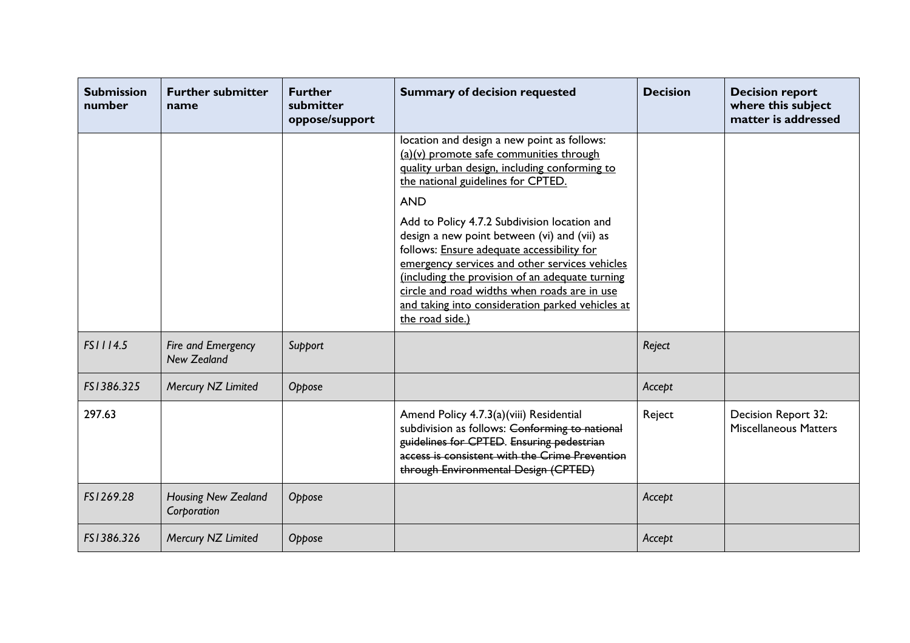| Submission number | Further submitter name | Further submitter oppose/support | Summary of decision requested | Decision | Decision report where this subject matter is addressed |
|---|---|---|---|---|---|
| | | | location and design a new point as follows: <u>(a)(v) promote safe communities through quality urban design, including conforming to the national guidelines for CPTED.</u><br><br>AND<br><br>Add to Policy 4.7.2 Subdivision location and design a new point between (vi) and (vii) as follows: <u>Ensure adequate accessibility for emergency services and other services vehicles (including the provision of an adequate turning circle and road widths when roads are in use and taking into consideration parked vehicles at the road side.)</u> | | |
| *FS1114.5* | *Fire and Emergency New Zealand* | *Support* | | *Reject* | |
| *FS1386.325* | *Mercury NZ Limited* | *Oppose* | | *Accept* | |
| 297.63 | | | Amend Policy 4.7.3(a)(viii) Residential subdivision as follows: ~~Conforming to national guidelines for CPTED~~. ~~Ensuring pedestrian access is consistent with the Crime Prevention through Environmental Design (CPTED)~~ | Reject | Decision Report 32: Miscellaneous Matters |
| *FS1269.28* | *Housing New Zealand Corporation* | *Oppose* | | *Accept* | |
| *FS1386.326* | *Mercury NZ Limited* | *Oppose* | | *Accept* | |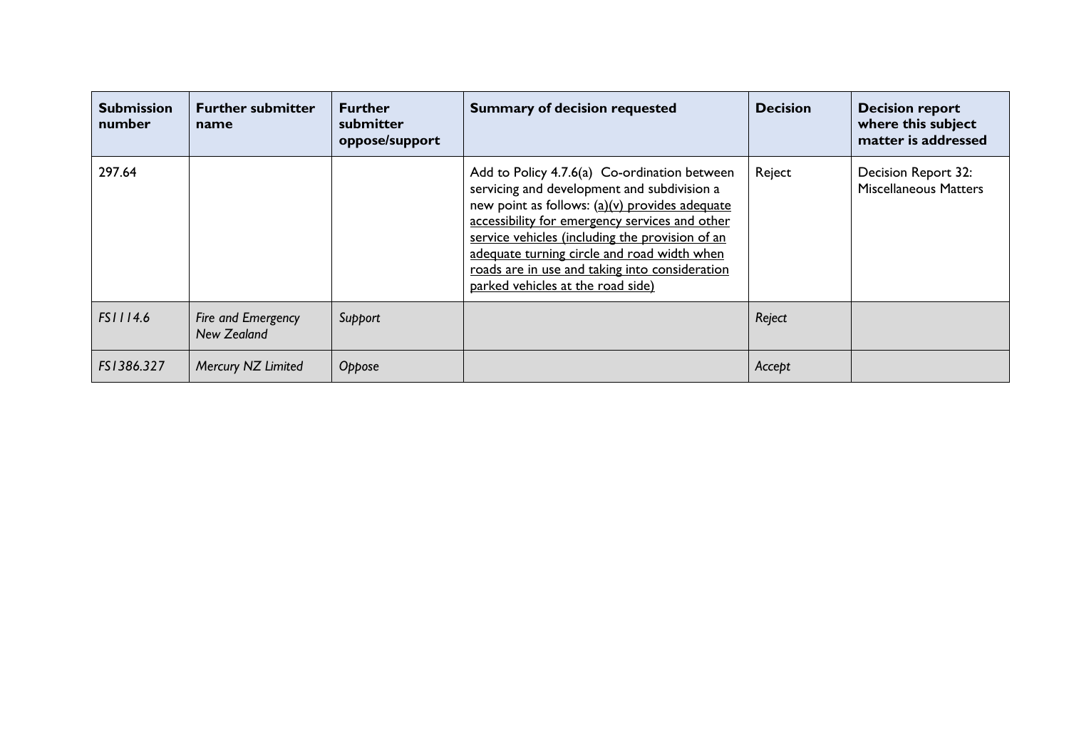| Submission number | Further submitter name | Further submitter oppose/support | Summary of decision requested | Decision | Decision report where this subject matter is addressed |
|---|---|---|---|---|---|
| 297.64 | | | Add to Policy 4.7.6(a) Co-ordination between servicing and development and subdivision a new point as follows: <u>(a)(v) provides adequate accessibility for emergency services and other service vehicles (including the provision of an adequate turning circle and road width when roads are in use and taking into consideration parked vehicles at the road side)</u> | Reject | Decision Report 32: Miscellaneous Matters |
| *FS1114.6* | *Fire and Emergency New Zealand* | *Support* | | *Reject* | |
| *FS1386.327* | *Mercury NZ Limited* | *Oppose* | | *Accept* | |